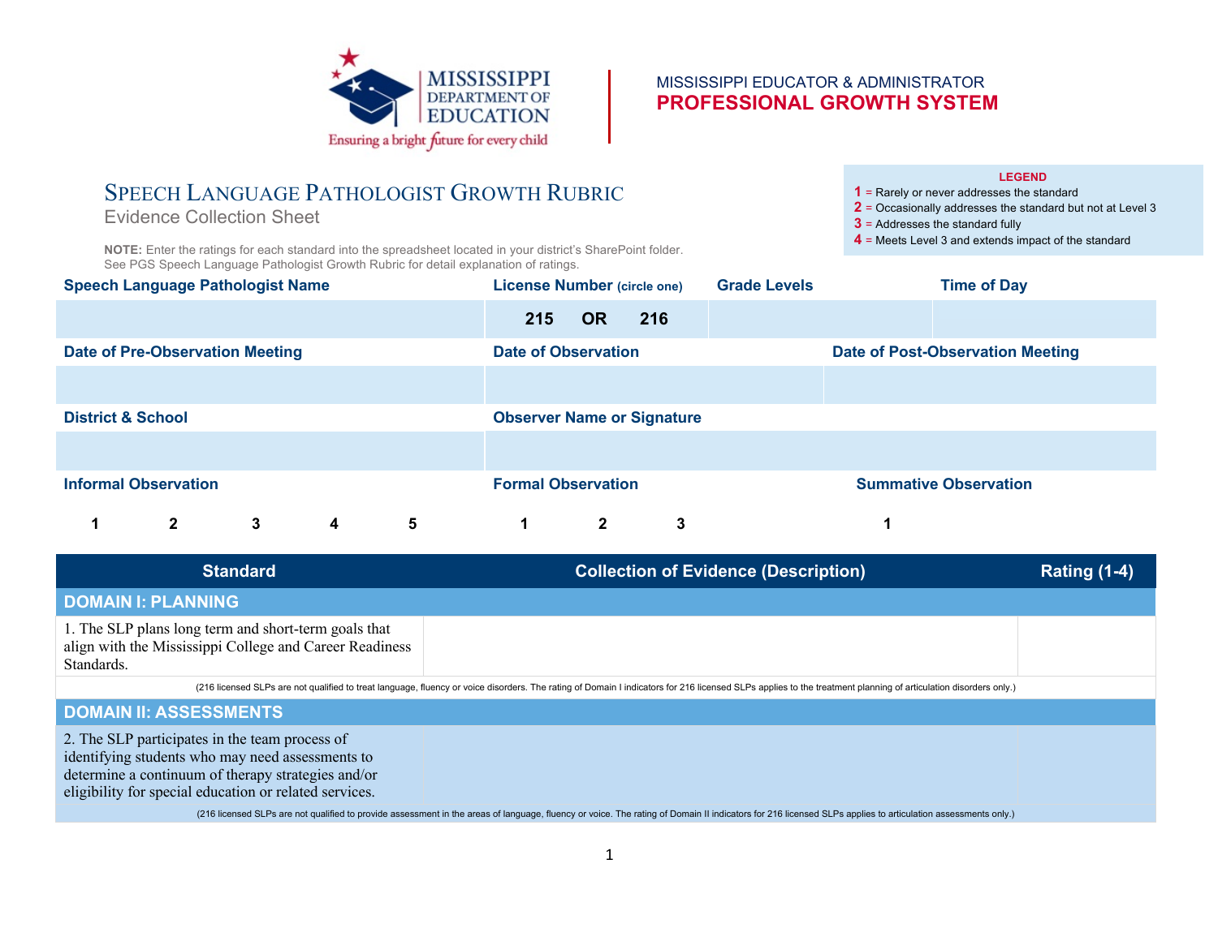MISSISSIPPI DEPARTMENT OF EDUCATION
Ensuring a bright future for every child

MISSISSIPPI EDUCATOR & ADMINISTRATOR
**PROFESSIONAL GROWTH SYSTEM**

# Speech Language Pathologist Growth Rubric

Evidence Collection Sheet

**NOTE:** Enter the ratings for each standard into the spreadsheet located in your district's SharePoint folder. See PGS Speech Language Pathologist Growth Rubric for detail explanation of ratings.

**LEGEND**
- **1** = Rarely or never addresses the standard
- **2** = Occasionally addresses the standard but not at Level 3
- **3** = Addresses the standard fully
- **4** = Meets Level 3 and extends impact of the standard

| Speech Language Pathologist Name | License Number (circle one) | Grade Levels | Time of Day |
|---|---|---|---|
| | 215 OR 216 | | |

| Date of Pre-Observation Meeting | Date of Observation | Date of Post-Observation Meeting |
|---|---|---|
| | | |

| District & School | Observer Name or Signature |
|---|---|
| | |

| Informal Observation | Formal Observation | Summative Observation |
|---|---|---|
| 1 2 3 4 5 | 1 2 3 | 1 |

| Standard | Collection of Evidence (Description) | Rating (1-4) |
|---|---|---|
| **DOMAIN I: PLANNING** | | |
| 1. The SLP plans long term and short-term goals that align with the Mississippi College and Career Readiness Standards. | | |
| (216 licensed SLPs are not qualified to treat language, fluency or voice disorders. The rating of Domain I indicators for 216 licensed SLPs applies to the treatment planning of articulation disorders only.) | | |
| **DOMAIN II: ASSESSMENTS** | | |
| 2. The SLP participates in the team process of identifying students who may need assessments to determine a continuum of therapy strategies and/or eligibility for special education or related services. | | |
| (216 licensed SLPs are not qualified to provide assessment in the areas of language, fluency or voice. The rating of Domain II indicators for 216 licensed SLPs applies to articulation assessments only.) | | |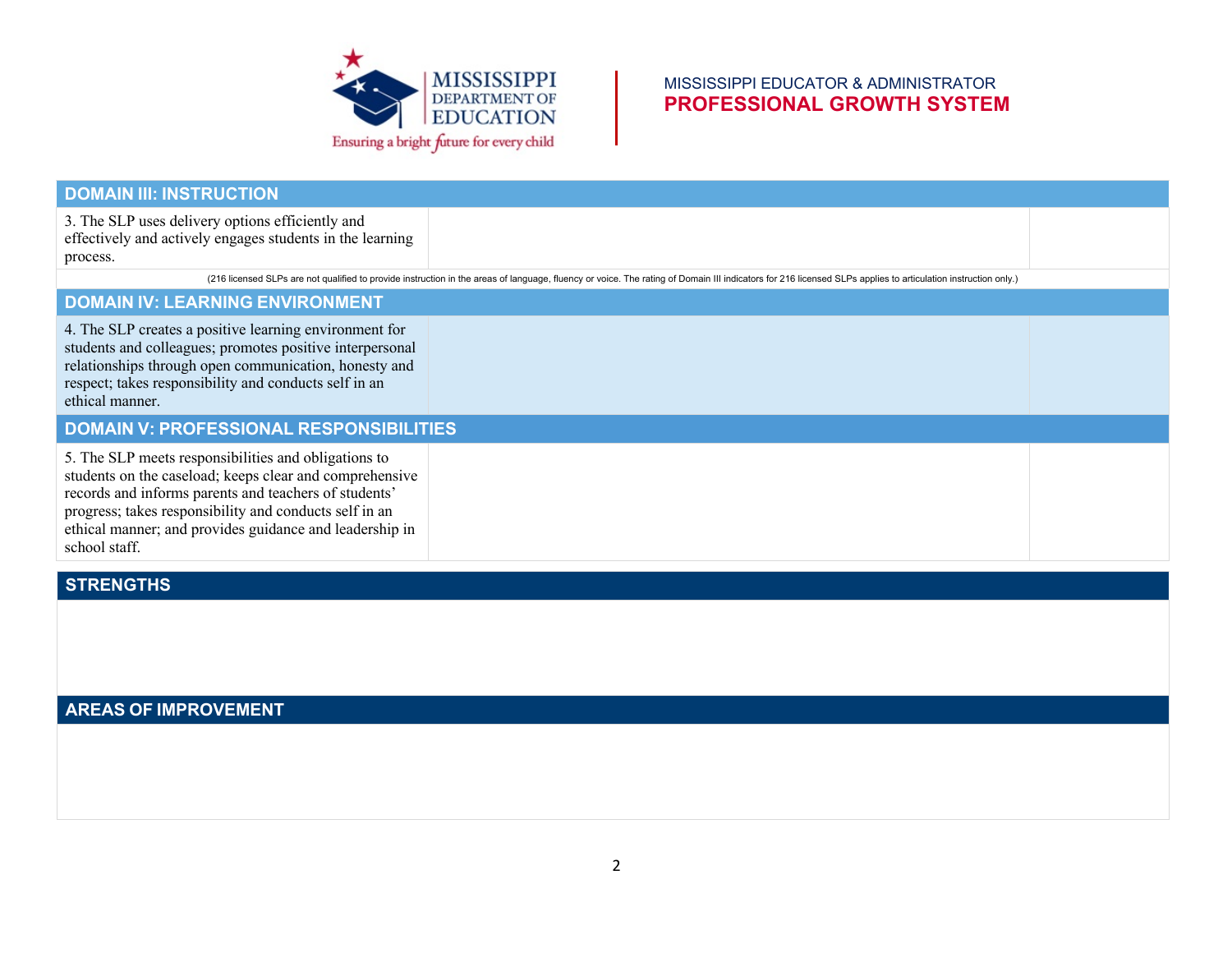MISSISSIPPI EDUCATOR & ADMINISTRATOR
**PROFESSIONAL GROWTH SYSTEM**

| | | |
|---|---|---|
| **DOMAIN III: INSTRUCTION** | | |
| 3. The SLP uses delivery options efficiently and effectively and actively engages students in the learning process. | | |
| (216 licensed SLPs are not qualified to provide instruction in the areas of language, fluency or voice. The rating of Domain III indicators for 216 licensed SLPs applies to articulation instruction only.) | | |
| **DOMAIN IV: LEARNING ENVIRONMENT** | | |
| 4. The SLP creates a positive learning environment for students and colleagues; promotes positive interpersonal relationships through open communication, honesty and respect; takes responsibility and conducts self in an ethical manner. | | |
| **DOMAIN V: PROFESSIONAL RESPONSIBILITIES** | | |
| 5. The SLP meets responsibilities and obligations to students on the caseload; keeps clear and comprehensive records and informs parents and teachers of students' progress; takes responsibility and conducts self in an ethical manner; and provides guidance and leadership in school staff. | | |

## STRENGTHS

## AREAS OF IMPROVEMENT